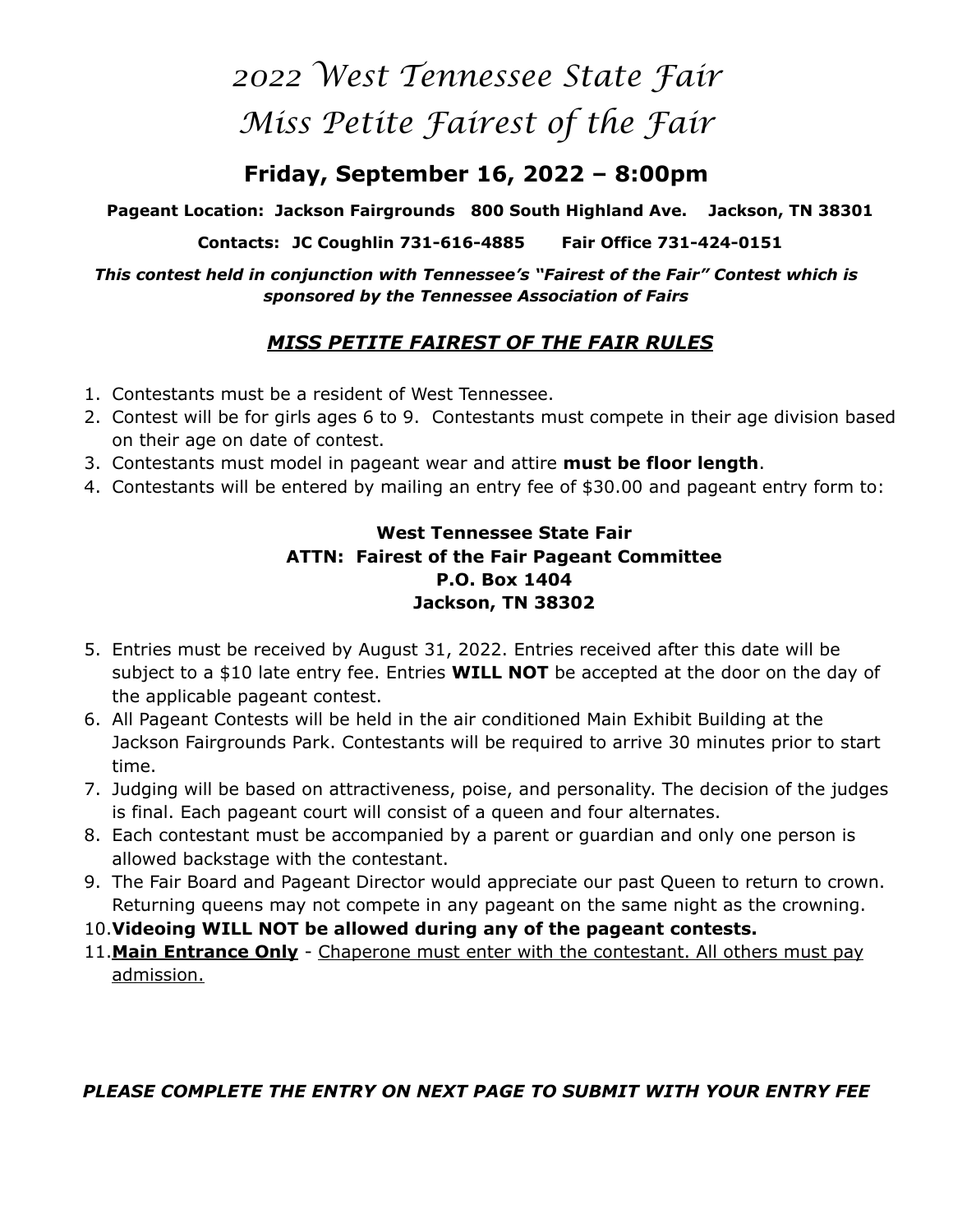# *2022 West Tennessee State Fair*
# *Miss Petite Fairest of the Fair*

## Friday, September 16, 2022 – 8:00pm

**Pageant Location: Jackson Fairgrounds 800 South Highland Ave. Jackson, TN 38301**

**Contacts: JC Coughlin 731-616-4885 Fair Office 731-424-0151**

***This contest held in conjunction with Tennessee's "Fairest of the Fair" Contest which is sponsored by the Tennessee Association of Fairs***

### ***<u>MISS PETITE FAIREST OF THE FAIR RULES</u>***

1. Contestants must be a resident of West Tennessee.
2. Contest will be for girls ages 6 to 9. Contestants must compete in their age division based on their age on date of contest.
3. Contestants must model in pageant wear and attire **must be floor length**.
4. Contestants will be entered by mailing an entry fee of $30.00 and pageant entry form to:

**West Tennessee State Fair**
**ATTN: Fairest of the Fair Pageant Committee**
**P.O. Box 1404**
**Jackson, TN 38302**

5. Entries must be received by August 31, 2022. Entries received after this date will be subject to a $10 late entry fee. Entries **WILL NOT** be accepted at the door on the day of the applicable pageant contest.
6. All Pageant Contests will be held in the air conditioned Main Exhibit Building at the Jackson Fairgrounds Park. Contestants will be required to arrive 30 minutes prior to start time.
7. Judging will be based on attractiveness, poise, and personality. The decision of the judges is final. Each pageant court will consist of a queen and four alternates.
8. Each contestant must be accompanied by a parent or guardian and only one person is allowed backstage with the contestant.
9. The Fair Board and Pageant Director would appreciate our past Queen to return to crown. Returning queens may not compete in any pageant on the same night as the crowning.
10. **Videoing WILL NOT be allowed during any of the pageant contests.**
11. **<u>Main Entrance Only</u>** - <u>Chaperone must enter with the contestant. All others must pay admission.</u>

***PLEASE COMPLETE THE ENTRY ON NEXT PAGE TO SUBMIT WITH YOUR ENTRY FEE***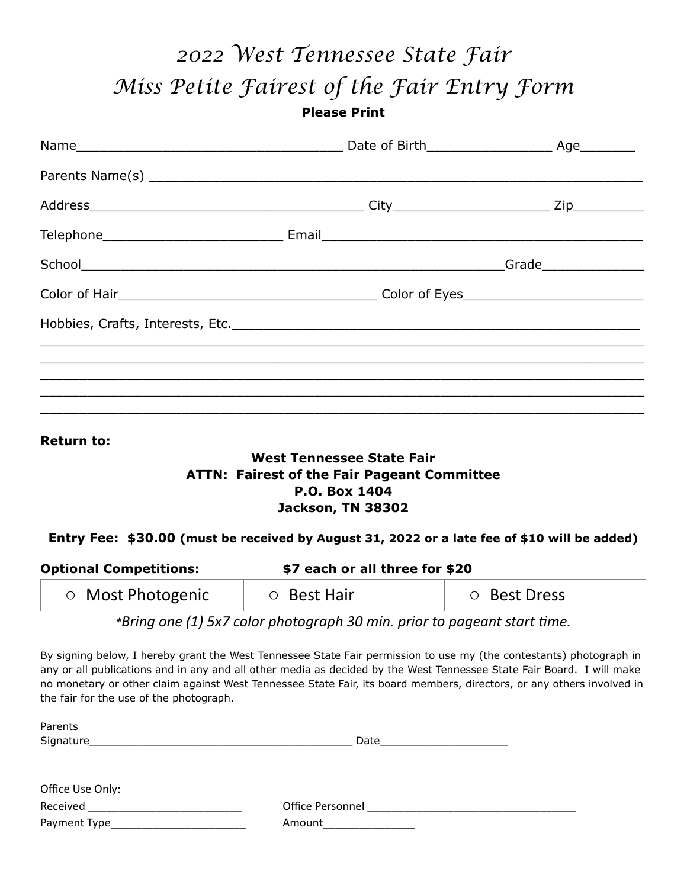# 2022 West Tennessee State Fair
# Miss Petite Fairest of the Fair Entry Form

**Please Print**

Name_________________________________ Date of Birth________________ Age_______

Parents Name(s) _______________________________________________________________

Address___________________________________ City___________________ Zip_________

Telephone_______________________ Email_________________________________________

School______________________________________________________Grade_____________

Color of Hair________________________________ Color of Eyes______________________

Hobbies, Crafts, Interests, Etc.__________________________________________________

______________________________________________________________________________

______________________________________________________________________________

______________________________________________________________________________

______________________________________________________________________________

______________________________________________________________________________

**Return to:**

**West Tennessee State Fair**
**ATTN: Fairest of the Fair Pageant Committee**
**P.O. Box 1404**
**Jackson, TN 38302**

**Entry Fee: $30.00 (must be received by August 31, 2022 or a late fee of $10 will be added)**

**Optional Competitions:** **$7 each or all three for $20**

| | | |
|---|---|---|
| ○ Most Photogenic | ○ Best Hair | ○ Best Dress |

*\*Bring one (1) 5x7 color photograph 30 min. prior to pageant start time.*

By signing below, I hereby grant the West Tennessee State Fair permission to use my (the contestants) photograph in any or all publications and in any and all other media as decided by the West Tennessee State Fair Board. I will make no monetary or other claim against West Tennessee State Fair, its board members, directors, or any others involved in the fair for the use of the photograph.

Parents Signature__________________________________________ Date_____________________

Office Use Only:

Received _________________________ Office Personnel _________________________________

Payment Type______________________ Amount_______________